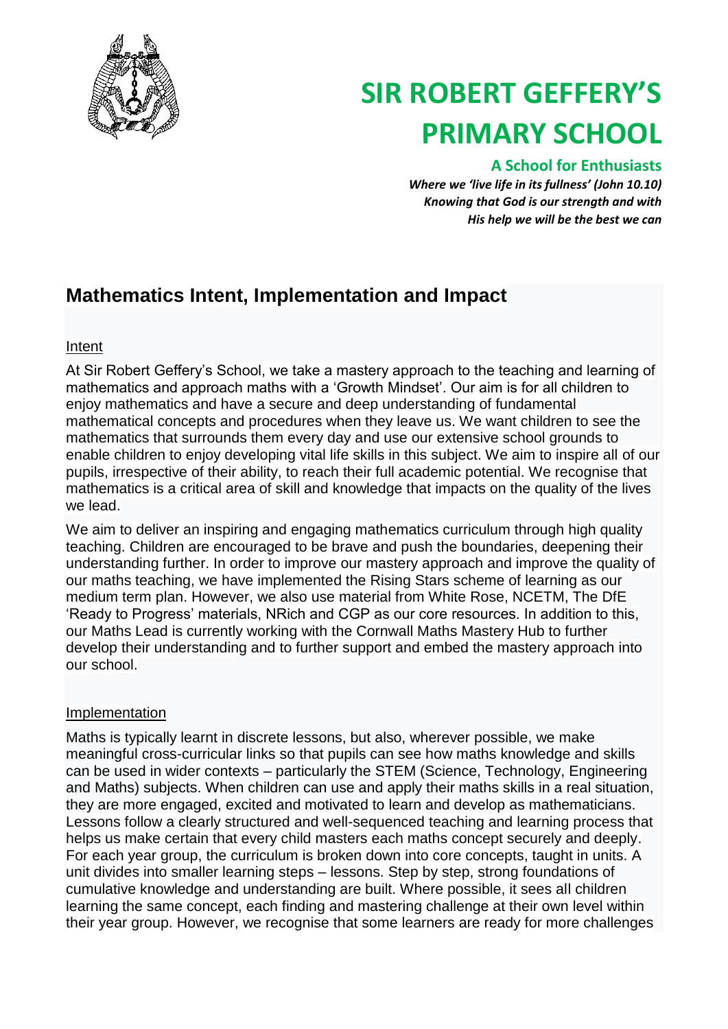# SIR ROBERT GEFFERY'S PRIMARY SCHOOL

**A School for Enthusiasts**

***Where we 'live life in its fullness' (John 10.10)***
***Knowing that God is our strength and with***
***His help we will be the best we can***

## Mathematics Intent, Implementation and Impact

### Intent

At Sir Robert Geffery's School, we take a mastery approach to the teaching and learning of mathematics and approach maths with a 'Growth Mindset'. Our aim is for all children to enjoy mathematics and have a secure and deep understanding of fundamental mathematical concepts and procedures when they leave us. We want children to see the mathematics that surrounds them every day and use our extensive school grounds to enable children to enjoy developing vital life skills in this subject. We aim to inspire all of our pupils, irrespective of their ability, to reach their full academic potential. We recognise that mathematics is a critical area of skill and knowledge that impacts on the quality of the lives we lead.

We aim to deliver an inspiring and engaging mathematics curriculum through high quality teaching. Children are encouraged to be brave and push the boundaries, deepening their understanding further. In order to improve our mastery approach and improve the quality of our maths teaching, we have implemented the Rising Stars scheme of learning as our medium term plan. However, we also use material from White Rose, NCETM, The DfE 'Ready to Progress' materials, NRich and CGP as our core resources. In addition to this, our Maths Lead is currently working with the Cornwall Maths Mastery Hub to further develop their understanding and to further support and embed the mastery approach into our school.

### Implementation

Maths is typically learnt in discrete lessons, but also, wherever possible, we make meaningful cross-curricular links so that pupils can see how maths knowledge and skills can be used in wider contexts – particularly the STEM (Science, Technology, Engineering and Maths) subjects. When children can use and apply their maths skills in a real situation, they are more engaged, excited and motivated to learn and develop as mathematicians. Lessons follow a clearly structured and well-sequenced teaching and learning process that helps us make certain that every child masters each maths concept securely and deeply. For each year group, the curriculum is broken down into core concepts, taught in units. A unit divides into smaller learning steps – lessons. Step by step, strong foundations of cumulative knowledge and understanding are built. Where possible, it sees all children learning the same concept, each finding and mastering challenge at their own level within their year group. However, we recognise that some learners are ready for more challenges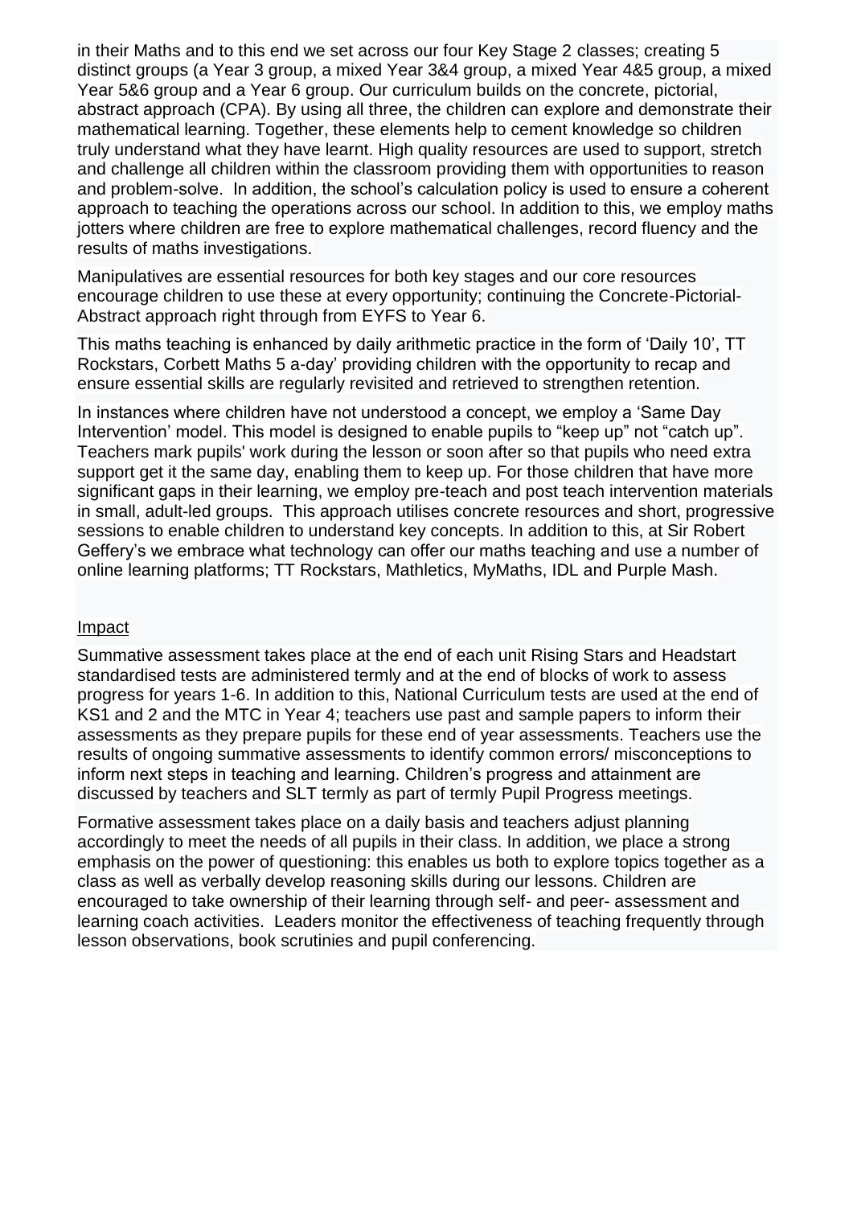in their Maths and to this end we set across our four Key Stage 2 classes; creating 5 distinct groups (a Year 3 group, a mixed Year 3&4 group, a mixed Year 4&5 group, a mixed Year 5&6 group and a Year 6 group. Our curriculum builds on the concrete, pictorial, abstract approach (CPA). By using all three, the children can explore and demonstrate their mathematical learning. Together, these elements help to cement knowledge so children truly understand what they have learnt. High quality resources are used to support, stretch and challenge all children within the classroom providing them with opportunities to reason and problem-solve. In addition, the school's calculation policy is used to ensure a coherent approach to teaching the operations across our school. In addition to this, we employ maths jotters where children are free to explore mathematical challenges, record fluency and the results of maths investigations.

Manipulatives are essential resources for both key stages and our core resources encourage children to use these at every opportunity; continuing the Concrete-Pictorial-Abstract approach right through from EYFS to Year 6.

This maths teaching is enhanced by daily arithmetic practice in the form of 'Daily 10', TT Rockstars, Corbett Maths 5 a-day' providing children with the opportunity to recap and ensure essential skills are regularly revisited and retrieved to strengthen retention.

In instances where children have not understood a concept, we employ a 'Same Day Intervention' model. This model is designed to enable pupils to "keep up" not "catch up". Teachers mark pupils' work during the lesson or soon after so that pupils who need extra support get it the same day, enabling them to keep up. For those children that have more significant gaps in their learning, we employ pre-teach and post teach intervention materials in small, adult-led groups. This approach utilises concrete resources and short, progressive sessions to enable children to understand key concepts. In addition to this, at Sir Robert Geffery's we embrace what technology can offer our maths teaching and use a number of online learning platforms; TT Rockstars, Mathletics, MyMaths, IDL and Purple Mash.

## Impact

Summative assessment takes place at the end of each unit Rising Stars and Headstart standardised tests are administered termly and at the end of blocks of work to assess progress for years 1-6. In addition to this, National Curriculum tests are used at the end of KS1 and 2 and the MTC in Year 4; teachers use past and sample papers to inform their assessments as they prepare pupils for these end of year assessments. Teachers use the results of ongoing summative assessments to identify common errors/ misconceptions to inform next steps in teaching and learning. Children's progress and attainment are discussed by teachers and SLT termly as part of termly Pupil Progress meetings.

Formative assessment takes place on a daily basis and teachers adjust planning accordingly to meet the needs of all pupils in their class. In addition, we place a strong emphasis on the power of questioning: this enables us both to explore topics together as a class as well as verbally develop reasoning skills during our lessons. Children are encouraged to take ownership of their learning through self- and peer- assessment and learning coach activities. Leaders monitor the effectiveness of teaching frequently through lesson observations, book scrutinies and pupil conferencing.